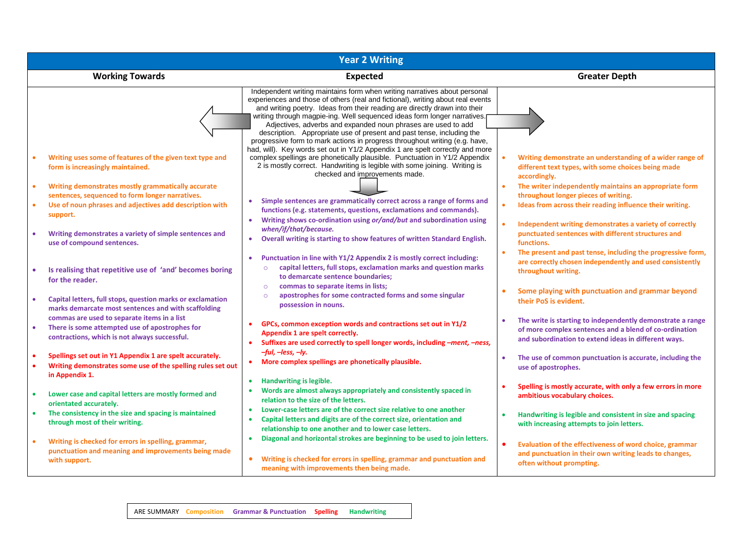# Year 2 Writing

| Working Towards | Expected | Greater Depth |
|---|---|---|
| | Independent writing maintains form when writing narratives about personal experiences and those of others (real and fictional), writing about real events and writing poetry. Ideas from their reading are directly drawn into their writing through magpie-ing. Well sequenced ideas form longer narratives. Adjectives, adverbs and expanded noun phrases are used to add description. Appropriate use of present and past tense, including the progressive form to mark actions in progress throughout writing (e.g. have, had, will). Key words set out in Y1/2 Appendix 1 are spelt correctly and more complex spellings are phonetically plausible. Punctuation in Y1/2 Appendix 2 is mostly correct. Handwriting is legible with some joining. Writing is checked for errors and improvements made. | |
| • Writing uses some of features of the given text type and form is increasingly maintained.<br><br>• Writing demonstrates mostly grammatically accurate sentences, sequenced to form longer narratives.<br>• Use of noun phrases and adjectives add description with support.<br><br>• Writing demonstrates a variety of simple sentences and use of compound sentences.<br><br>• Is realising that repetitive use of 'and' becomes boring for the reader.<br><br>• Capital letters, full stops, question marks or exclamation marks demarcate most sentences and with scaffolding commas are used to separate items in a list<br>• There is some attempted use of apostrophes for contractions, which is not always successful.<br><br>• Spellings set out in Y1 Appendix 1 are spelt accurately.<br>• Writing demonstrates some use of the spelling rules set out in Appendix 1.<br><br>• Lower case and capital letters are mostly formed and orientated accurately.<br>• The consistency in the size and spacing is maintained through most of their writing.<br><br>• Writing is checked for errors in spelling, grammar, punctuation and meaning and improvements being made with support. | • Simple sentences are grammatically correct across a range of forms and functions (e.g. statements, questions, exclamations and commands).<br>• Writing shows co-ordination using *or/and/but* and subordination using *when/if/that/because.*<br>• Overall writing is starting to show features of written Standard English.<br><br>• Punctuation in line with Y1/2 Appendix 2 is mostly correct including:<br>  ○ capital letters, full stops, exclamation marks and question marks to demarcate sentence boundaries;<br>  ○ commas to separate items in lists;<br>  ○ apostrophes for some contracted forms and some singular possession in nouns.<br><br>• GPCs, common exception words and contractions set out in Y1/2 Appendix 1 are spelt correctly.<br>• Suffixes are used correctly to spell longer words, including *–ment, –ness, –ful, –less, –ly.*<br>• More complex spellings are phonetically plausible.<br><br>• Handwriting is legible.<br>• Words are almost always appropriately and consistently spaced in relation to the size of the letters.<br>• Lower-case letters are of the correct size relative to one another<br>• Capital letters and digits are of the correct size, orientation and relationship to one another and to lower case letters.<br>• Diagonal and horizontal strokes are beginning to be used to join letters.<br><br>• Writing is checked for errors in spelling, grammar and punctuation and meaning with improvements then being made. | • Writing demonstrate an understanding of a wider range of different text types, with some choices being made accordingly.<br>• The writer independently maintains an appropriate form throughout longer pieces of writing.<br>• Ideas from across their reading influence their writing.<br><br>• Independent writing demonstrates a variety of correctly punctuated sentences with different structures and functions.<br>• The present and past tense, including the progressive form, are correctly chosen independently and used consistently throughout writing.<br><br>• Some playing with punctuation and grammar beyond their PoS is evident.<br><br>• The write is starting to independently demonstrate a range of more complex sentences and a blend of co-ordination and subordination to extend ideas in different ways.<br><br>• The use of common punctuation is accurate, including the use of apostrophes.<br><br>• Spelling is mostly accurate, with only a few errors in more ambitious vocabulary choices.<br><br>• Handwriting is legible and consistent in size and spacing with increasing attempts to join letters.<br><br>• Evaluation of the effectiveness of word choice, grammar and punctuation in their own writing leads to changes, often without prompting. |

ARE SUMMARY Composition Grammar & Punctuation Spelling Handwriting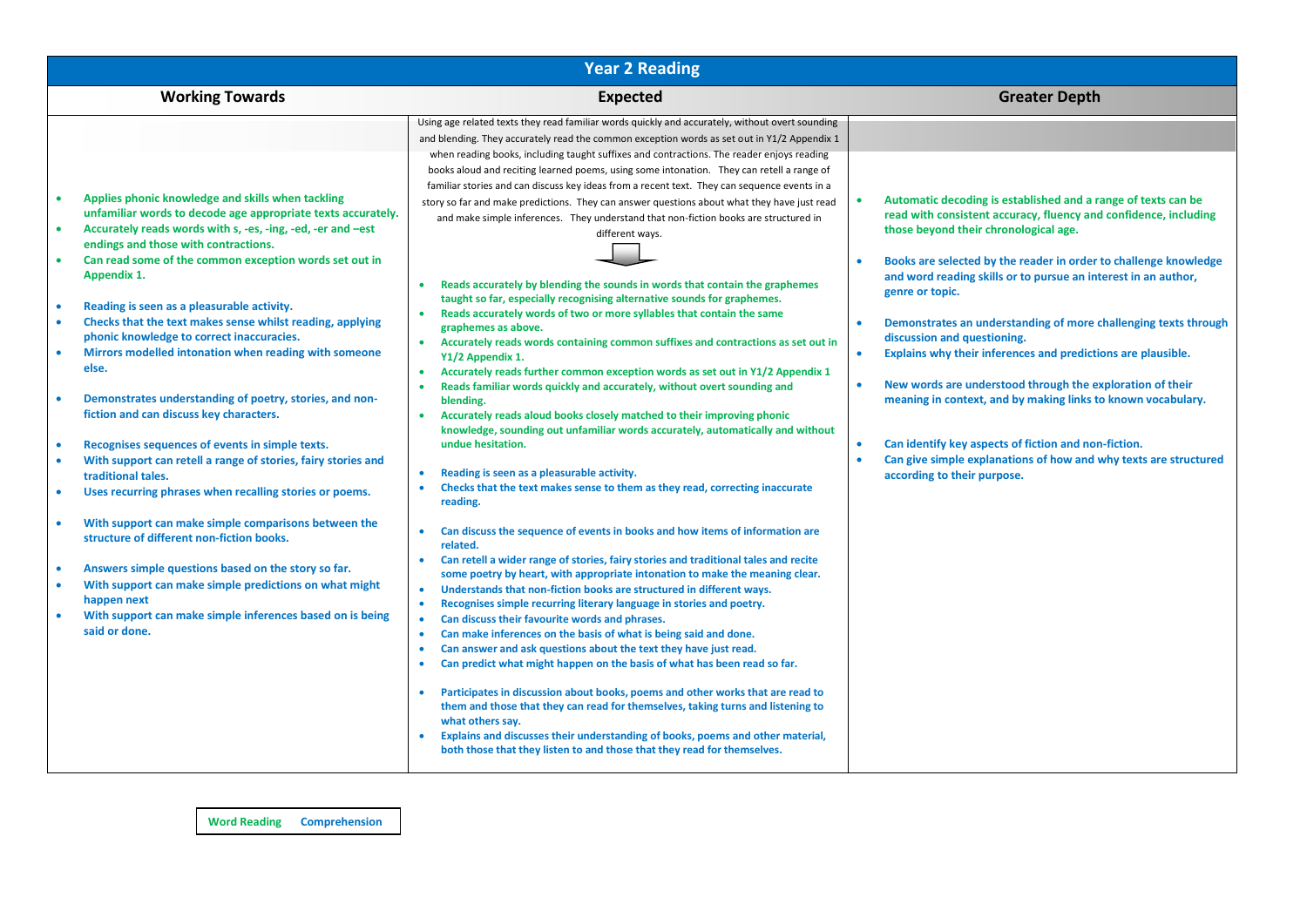# Year 2 Reading

| Working Towards | Expected | Greater Depth |
|---|---|---|
| • Applies phonic knowledge and skills when tackling unfamiliar words to decode age appropriate texts accurately.<br>• Accurately reads words with s, -es, -ing, -ed, -er and –est endings and those with contractions.<br>• Can read some of the common exception words set out in Appendix 1.<br><br>• Reading is seen as a pleasurable activity.<br>• Checks that the text makes sense whilst reading, applying phonic knowledge to correct inaccuracies.<br>• Mirrors modelled intonation when reading with someone else.<br><br>• Demonstrates understanding of poetry, stories, and non-fiction and can discuss key characters.<br><br>• Recognises sequences of events in simple texts.<br>• With support can retell a range of stories, fairy stories and traditional tales.<br>• Uses recurring phrases when recalling stories or poems.<br><br>• With support can make simple comparisons between the structure of different non-fiction books.<br><br>• Answers simple questions based on the story so far.<br>• With support can make simple predictions on what might happen next<br>• With support can make simple inferences based on is being said or done. | Using age related texts they read familiar words quickly and accurately, without overt sounding and blending. They accurately read the common exception words as set out in Y1/2 Appendix 1 when reading books, including taught suffixes and contractions. The reader enjoys reading books aloud and reciting learned poems, using some intonation. They can retell a range of familiar stories and can discuss key ideas from a recent text. They can sequence events in a story so far and make predictions. They can answer questions about what they have just read and make simple inferences. They understand that non-fiction books are structured in different ways.<br><br>• Reads accurately by blending the sounds in words that contain the graphemes taught so far, especially recognising alternative sounds for graphemes.<br>• Reads accurately words of two or more syllables that contain the same graphemes as above.<br>• Accurately reads words containing common suffixes and contractions as set out in Y1/2 Appendix 1.<br>• Accurately reads further common exception words as set out in Y1/2 Appendix 1<br>• Reads familiar words quickly and accurately, without overt sounding and blending.<br>• Accurately reads aloud books closely matched to their improving phonic knowledge, sounding out unfamiliar words accurately, automatically and without undue hesitation.<br><br>• Reading is seen as a pleasurable activity.<br>• Checks that the text makes sense to them as they read, correcting inaccurate reading.<br><br>• Can discuss the sequence of events in books and how items of information are related.<br>• Can retell a wider range of stories, fairy stories and traditional tales and recite some poetry by heart, with appropriate intonation to make the meaning clear.<br>• Understands that non-fiction books are structured in different ways.<br>• Recognises simple recurring literary language in stories and poetry.<br>• Can discuss their favourite words and phrases.<br>• Can make inferences on the basis of what is being said and done.<br>• Can answer and ask questions about the text they have just read.<br>• Can predict what might happen on the basis of what has been read so far.<br><br>• Participates in discussion about books, poems and other works that are read to them and those that they can read for themselves, taking turns and listening to what others say.<br>• Explains and discusses their understanding of books, poems and other material, both those that they listen to and those that they read for themselves. | • Automatic decoding is established and a range of texts can be read with consistent accuracy, fluency and confidence, including those beyond their chronological age.<br><br>• Books are selected by the reader in order to challenge knowledge and word reading skills or to pursue an interest in an author, genre or topic.<br><br>• Demonstrates an understanding of more challenging texts through discussion and questioning.<br>• Explains why their inferences and predictions are plausible.<br><br>• New words are understood through the exploration of their meaning in context, and by making links to known vocabulary.<br><br>• Can identify key aspects of fiction and non-fiction.<br>• Can give simple explanations of how and why texts are structured according to their purpose. |

| Word Reading | Comprehension |
|---|---|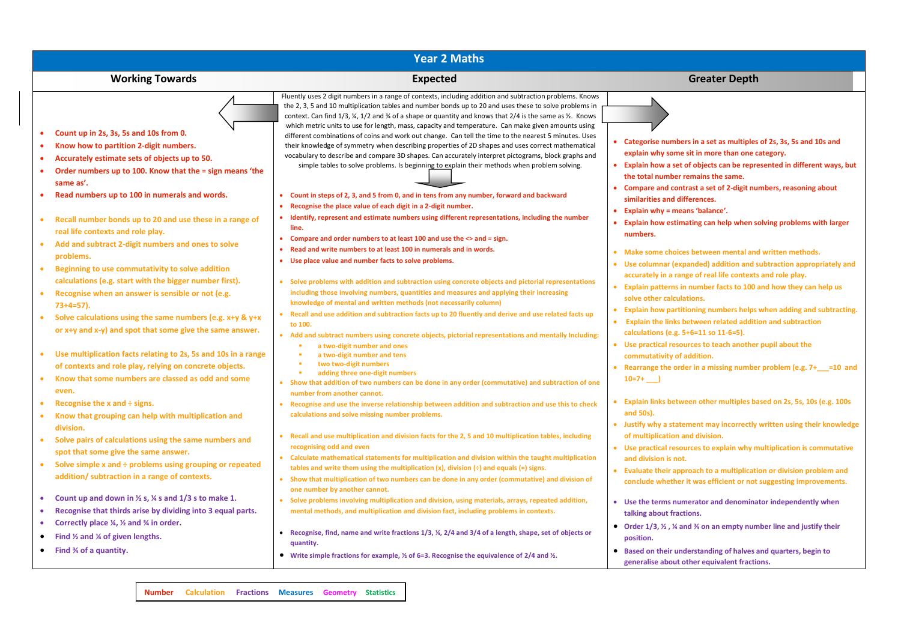# Year 2 Maths

| Working Towards | Expected | Greater Depth |
|---|---|---|
| | Fluently uses 2 digit numbers in a range of contexts, including addition and subtraction problems. Knows the 2, 3, 5 and 10 multiplication tables and number bonds up to 20 and uses these to solve problems in context. Can find 1/3, ¼, 1/2 and ¾ of a shape or quantity and knows that 2/4 is the same as ½. Knows which metric units to use for length, mass, capacity and temperature. Can make given amounts using different combinations of coins and work out change. Can tell the time to the nearest 5 minutes. Uses their knowledge of symmetry when describing properties of 2D shapes and uses correct mathematical vocabulary to describe and compare 3D shapes. Can accurately interpret pictograms, block graphs and simple tables to solve problems. Is beginning to explain their methods when problem solving. | |
| • Count up in 2s, 3s, 5s and 10s from 0.<br>• Know how to partition 2-digit numbers.<br>• Accurately estimate sets of objects up to 50.<br>• Order numbers up to 100. Know that the = sign means 'the same as'.<br>• Read numbers up to 100 in numerals and words. | • Count in steps of 2, 3, and 5 from 0, and in tens from any number, forward and backward<br>• Recognise the place value of each digit in a 2-digit number.<br>• Identify, represent and estimate numbers using different representations, including the number line.<br>• Compare and order numbers to at least 100 and use the <> and = sign.<br>• Read and write numbers to at least 100 in numerals and in words.<br>• Use place value and number facts to solve problems. | • Categorise numbers in a set as multiples of 2s, 3s, 5s and 10s and explain why some sit in more than one category.<br>• Explain how a set of objects can be represented in different ways, but the total number remains the same.<br>• Compare and contrast a set of 2-digit numbers, reasoning about similarities and differences.<br>• Explain why = means 'balance'.<br>• Explain how estimating can help when solving problems with larger numbers. |
| • Recall number bonds up to 20 and use these in a range of real life contexts and role play.<br>• Add and subtract 2-digit numbers and ones to solve problems.<br>• Beginning to use commutativity to solve addition calculations (e.g. start with the bigger number first).<br>• Recognise when an answer is sensible or not (e.g. 73+4=57).<br>• Solve calculations using the same numbers (e.g. x+y & y+x or x+y and x-y) and spot that some give the same answer. | • Solve problems with addition and subtraction using concrete objects and pictorial representations including those involving numbers, quantities and measures and applying their increasing knowledge of mental and written methods (not necessarily column)<br>• Recall and use addition and subtraction facts up to 20 fluently and derive and use related facts up to 100.<br>• Add and subtract numbers using concrete objects, pictorial representations and mentally including:<br>  ▪ a two-digit number and ones<br>  ▪ a two-digit number and tens<br>  ▪ two two-digit numbers<br>  ▪ adding three one-digit numbers<br>• Show that addition of two numbers can be done in any order (commutative) and subtraction of one number from another cannot.<br>• Recognise and use the inverse relationship between addition and subtraction and use this to check calculations and solve missing number problems. | • Make some choices between mental and written methods.<br>• Use columnar (expanded) addition and subtraction appropriately and accurately in a range of real life contexts and role play.<br>• Explain patterns in number facts to 100 and how they can help us solve other calculations.<br>• Explain how partitioning numbers helps when adding and subtracting.<br>• Explain the links between related addition and subtraction calculations (e.g. 5+6=11 so 11-6=5).<br>• Use practical resources to teach another pupil about the commutativity of addition.<br>• Rearrange the order in a missing number problem (e.g. 7+___=10 and 10=7+ ___) |
| • Use multiplication facts relating to 2s, 5s and 10s in a range of contexts and role play, relying on concrete objects.<br>• Know that some numbers are classed as odd and some even.<br>• Recognise the x and ÷ signs.<br>• Know that grouping can help with multiplication and division.<br>• Solve pairs of calculations using the same numbers and spot that some give the same answer.<br>• Solve simple x and ÷ problems using grouping or repeated addition/ subtraction in a range of contexts. | • Recall and use multiplication and division facts for the 2, 5 and 10 multiplication tables, including recognising odd and even<br>• Calculate mathematical statements for multiplication and division within the taught multiplication tables and write them using the multiplication (x), division (÷) and equals (=) signs.<br>• Show that multiplication of two numbers can be done in any order (commutative) and division of one number by another cannot.<br>• Solve problems involving multiplication and division, using materials, arrays, repeated addition, mental methods, and multiplication and division fact, including problems in contexts. | • Explain links between other multiples based on 2s, 5s, 10s (e.g. 100s and 50s).<br>• Justify why a statement may incorrectly written using their knowledge of multiplication and division.<br>• Use practical resources to explain why multiplication is commutative and division is not.<br>• Evaluate their approach to a multiplication or division problem and conclude whether it was efficient or not suggesting improvements. |
| • Count up and down in ½ s, ¼ s and 1/3 s to make 1.<br>• Recognise that thirds arise by dividing into 3 equal parts.<br>• Correctly place ¼, ½ and ¾ in order.<br>• Find ½ and ¼ of given lengths.<br>• Find ¾ of a quantity. | • Recognise, find, name and write fractions 1/3, ¼, 2/4 and 3/4 of a length, shape, set of objects or quantity.<br>• Write simple fractions for example, ½ of 6=3. Recognise the equivalence of 2/4 and ½. | • Use the terms numerator and denominator independently when talking about fractions.<br>• Order 1/3, ½ , ¼ and ¾ on an empty number line and justify their position.<br>• Based on their understanding of halves and quarters, begin to generalise about other equivalent fractions. |

Number   Calculation   Fractions   Measures   Geometry   Statistics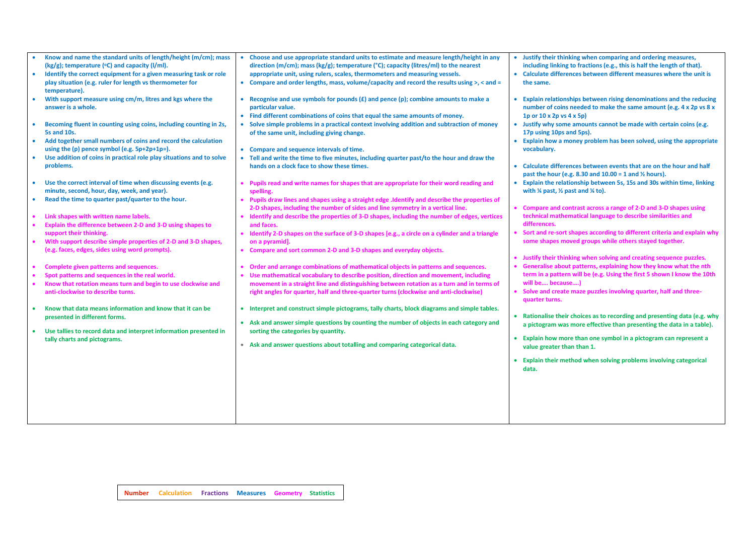| | | |
|---|---|---|
| • Know and name the standard units of length/height (m/cm); mass (kg/g); temperature (ºC) and capacity (l/ml).<br>• Identify the correct equipment for a given measuring task or role play situation (e.g. ruler for length vs thermometer for temperature).<br>• With support measure using cm/m, litres and kgs where the answer is a whole.<br><br>• Becoming fluent in counting using coins, including counting in 2s, 5s and 10s.<br>• Add together small numbers of coins and record the calculation using the (p) pence symbol (e.g. 5p+2p+1p=).<br>• Use addition of coins in practical role play situations and to solve problems.<br><br>• Use the correct interval of time when discussing events (e.g. minute, second, hour, day, week, and year).<br>• Read the time to quarter past/quarter to the hour.<br><br>• Link shapes with written name labels.<br>• Explain the difference between 2-D and 3-D using shapes to support their thinking.<br>• With support describe simple properties of 2-D and 3-D shapes, (e.g. faces, edges, sides using word prompts).<br><br>• Complete given patterns and sequences.<br>• Spot patterns and sequences in the real world.<br>• Know that rotation means turn and begin to use clockwise and anti-clockwise to describe turns.<br><br>• Know that data means information and know that it can be presented in different forms.<br><br>• Use tallies to record data and interpret information presented in tally charts and pictograms. | • Choose and use appropriate standard units to estimate and measure length/height in any direction (m/cm); mass (kg/g); temperature (°C); capacity (litres/ml) to the nearest appropriate unit, using rulers, scales, thermometers and measuring vessels.<br>• Compare and order lengths, mass, volume/capacity and record the results using >, < and =<br><br>• Recognise and use symbols for pounds (£) and pence (p); combine amounts to make a particular value.<br>• Find different combinations of coins that equal the same amounts of money.<br>• Solve simple problems in a practical context involving addition and subtraction of money of the same unit, including giving change.<br><br>• Compare and sequence intervals of time.<br>• Tell and write the time to five minutes, including quarter past/to the hour and draw the hands on a clock face to show these times.<br><br>• Pupils read and write names for shapes that are appropriate for their word reading and spelling.<br>• Pupils draw lines and shapes using a straight edge .Identify and describe the properties of 2-D shapes, including the number of sides and line symmetry in a vertical line.<br>• Identify and describe the properties of 3-D shapes, including the number of edges, vertices and faces.<br>• Identify 2-D shapes on the surface of 3-D shapes [e.g., a circle on a cylinder and a triangle on a pyramid].<br>• Compare and sort common 2-D and 3-D shapes and everyday objects.<br><br>• Order and arrange combinations of mathematical objects in patterns and sequences.<br>• Use mathematical vocabulary to describe position, direction and movement, including movement in a straight line and distinguishing between rotation as a turn and in terms of right angles for quarter, half and three-quarter turns (clockwise and anti-clockwise)<br><br>• Interpret and construct simple pictograms, tally charts, block diagrams and simple tables.<br><br>• Ask and answer simple questions by counting the number of objects in each category and sorting the categories by quantity.<br><br>• Ask and answer questions about totalling and comparing categorical data. | • Justify their thinking when comparing and ordering measures, including linking to fractions (e.g., this is half the length of that).<br>• Calculate differences between different measures where the unit is the same.<br><br>• Explain relationships between rising denominations and the reducing number of coins needed to make the same amount (e.g. 4 x 2p vs 8 x 1p or 10 x 2p vs 4 x 5p)<br>• Justify why some amounts cannot be made with certain coins (e.g. 17p using 10ps and 5ps).<br>• Explain how a money problem has been solved, using the appropriate vocabulary.<br><br>• Calculate differences between events that are on the hour and half past the hour (e.g. 8.30 and 10.00 = 1 and ½ hours).<br>• Explain the relationship between 5s, 15s and 30s within time, linking with ¼ past, ½ past and ¼ to).<br><br>• Compare and contrast across a range of 2-D and 3-D shapes using technical mathematical language to describe similarities and differences.<br>• Sort and re-sort shapes according to different criteria and explain why some shapes moved groups while others stayed together.<br><br>• Justify their thinking when solving and creating sequence puzzles.<br>• Generalise about patterns, explaining how they know what the nth term in a pattern will be (e.g. Using the first 5 shown I know the 10th will be…. because….)<br>• Solve and create maze puzzles involving quarter, half and three-quarter turns.<br><br>• Rationalise their choices as to recording and presenting data (e.g. why a pictogram was more effective than presenting the data in a table).<br><br>• Explain how more than one symbol in a pictogram can represent a value greater than than 1.<br><br>• Explain their method when solving problems involving categorical data. |

Number Calculation Fractions Measures Geometry Statistics